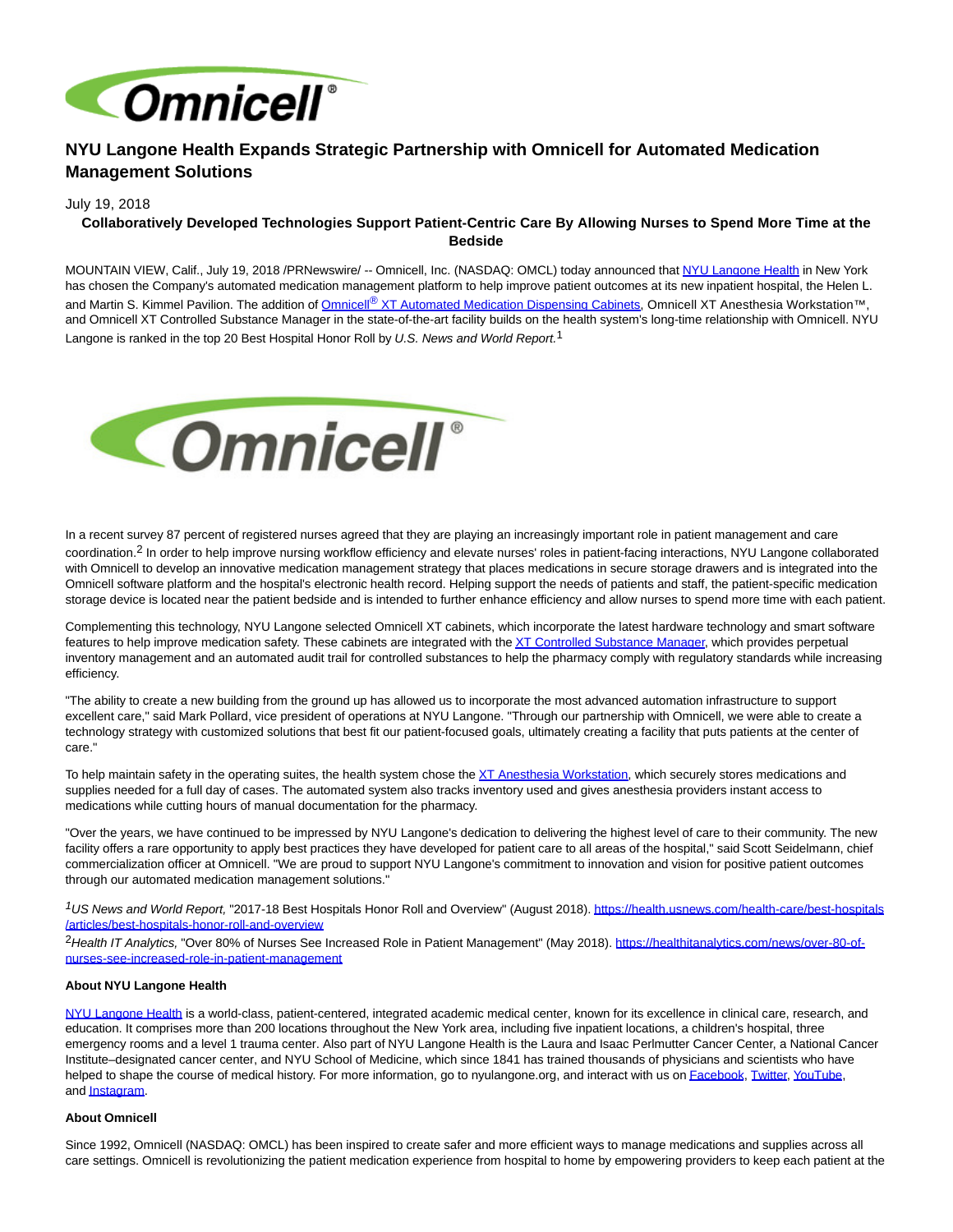# NYU Langone Health Expands Strategic Partnership with Omnicell for Automated Medication Management Solutions

July 19, 2018

**Collaboratively Developed Technologies Support Patient-Centric Care By Allowing Nurses to Spend More Time at the Bedside**

MOUNTAIN VIEW, Calif., July 19, 2018 /PRNewswire/ -- Omnicell, Inc. (NASDAQ: OMCL) today announced that NYU Langone Health in New York has chosen the Company's automated medication management platform to help improve patient outcomes at its new inpatient hospital, the Helen L. and Martin S. Kimmel Pavilion. The addition of Omnicell® XT Automated Medication Dispensing Cabinets, Omnicell XT Anesthesia Workstation™, and Omnicell XT Controlled Substance Manager in the state-of-the-art facility builds on the health system's long-time relationship with Omnicell. NYU Langone is ranked in the top 20 Best Hospital Honor Roll by *U.S. News and World Report.*[1]

In a recent survey 87 percent of registered nurses agreed that they are playing an increasingly important role in patient management and care coordination.[2] In order to help improve nursing workflow efficiency and elevate nurses' roles in patient-facing interactions, NYU Langone collaborated with Omnicell to develop an innovative medication management strategy that places medications in secure storage drawers and is integrated into the Omnicell software platform and the hospital's electronic health record. Helping support the needs of patients and staff, the patient-specific medication storage device is located near the patient bedside and is intended to further enhance efficiency and allow nurses to spend more time with each patient.

Complementing this technology, NYU Langone selected Omnicell XT cabinets, which incorporate the latest hardware technology and smart software features to help improve medication safety. These cabinets are integrated with the XT Controlled Substance Manager, which provides perpetual inventory management and an automated audit trail for controlled substances to help the pharmacy comply with regulatory standards while increasing efficiency.

"The ability to create a new building from the ground up has allowed us to incorporate the most advanced automation infrastructure to support excellent care," said Mark Pollard, vice president of operations at NYU Langone. "Through our partnership with Omnicell, we were able to create a technology strategy with customized solutions that best fit our patient-focused goals, ultimately creating a facility that puts patients at the center of care."

To help maintain safety in the operating suites, the health system chose the XT Anesthesia Workstation, which securely stores medications and supplies needed for a full day of cases. The automated system also tracks inventory used and gives anesthesia providers instant access to medications while cutting hours of manual documentation for the pharmacy.

"Over the years, we have continued to be impressed by NYU Langone's dedication to delivering the highest level of care to their community. The new facility offers a rare opportunity to apply best practices they have developed for patient care to all areas of the hospital," said Scott Seidelmann, chief commercialization officer at Omnicell. "We are proud to support NYU Langone's commitment to innovation and vision for positive patient outcomes through our automated medication management solutions."

[1]*US News and World Report,* "2017-18 Best Hospitals Honor Roll and Overview" (August 2018). https://health.usnews.com/health-care/best-hospitals/articles/best-hospitals-honor-roll-and-overview

[2]*Health IT Analytics,* "Over 80% of Nurses See Increased Role in Patient Management" (May 2018). https://healthitanalytics.com/news/over-80-of-nurses-see-increased-role-in-patient-management

**About NYU Langone Health**

NYU Langone Health is a world-class, patient-centered, integrated academic medical center, known for its excellence in clinical care, research, and education. It comprises more than 200 locations throughout the New York area, including five inpatient locations, a children's hospital, three emergency rooms and a level 1 trauma center. Also part of NYU Langone Health is the Laura and Isaac Perlmutter Cancer Center, a National Cancer Institute–designated cancer center, and NYU School of Medicine, which since 1841 has trained thousands of physicians and scientists who have helped to shape the course of medical history. For more information, go to nyulangone.org, and interact with us on Facebook, Twitter, YouTube, and Instagram.

**About Omnicell**

Since 1992, Omnicell (NASDAQ: OMCL) has been inspired to create safer and more efficient ways to manage medications and supplies across all care settings. Omnicell is revolutionizing the patient medication experience from hospital to home by empowering providers to keep each patient at the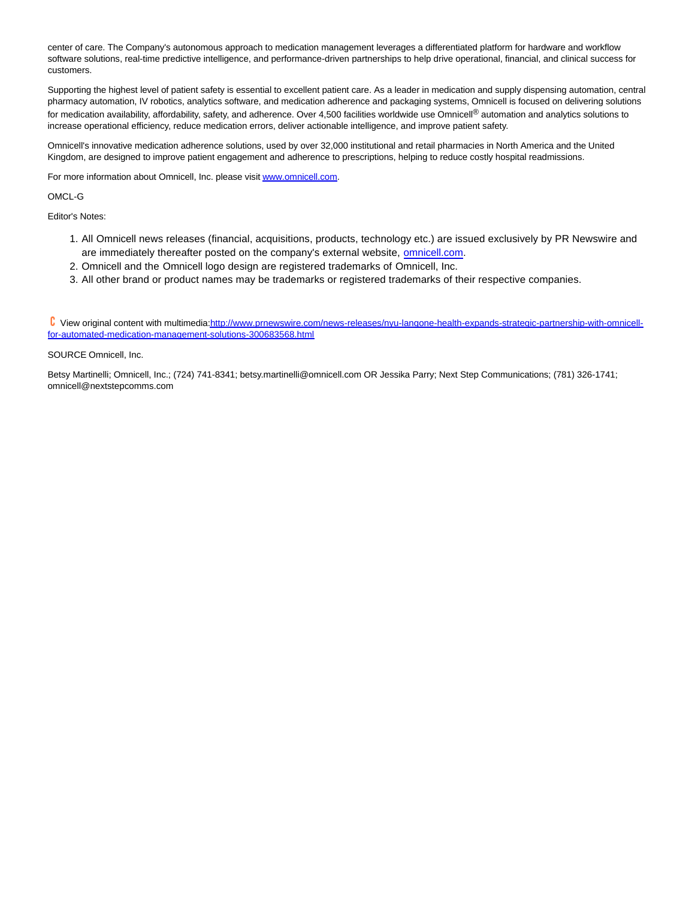center of care. The Company's autonomous approach to medication management leverages a differentiated platform for hardware and workflow software solutions, real-time predictive intelligence, and performance-driven partnerships to help drive operational, financial, and clinical success for customers.

Supporting the highest level of patient safety is essential to excellent patient care. As a leader in medication and supply dispensing automation, central pharmacy automation, IV robotics, analytics software, and medication adherence and packaging systems, Omnicell is focused on delivering solutions for medication availability, affordability, safety, and adherence. Over 4,500 facilities worldwide use Omnicell® automation and analytics solutions to increase operational efficiency, reduce medication errors, deliver actionable intelligence, and improve patient safety.

Omnicell's innovative medication adherence solutions, used by over 32,000 institutional and retail pharmacies in North America and the United Kingdom, are designed to improve patient engagement and adherence to prescriptions, helping to reduce costly hospital readmissions.

For more information about Omnicell, Inc. please visit www.omnicell.com.

OMCL-G

Editor's Notes:

1. All Omnicell news releases (financial, acquisitions, products, technology etc.) are issued exclusively by PR Newswire and are immediately thereafter posted on the company's external website, omnicell.com.
2. Omnicell and the Omnicell logo design are registered trademarks of Omnicell, Inc.
3. All other brand or product names may be trademarks or registered trademarks of their respective companies.

View original content with multimedia:http://www.prnewswire.com/news-releases/nyu-langone-health-expands-strategic-partnership-with-omnicell-for-automated-medication-management-solutions-300683568.html

SOURCE Omnicell, Inc.

Betsy Martinelli; Omnicell, Inc.; (724) 741-8341; betsy.martinelli@omnicell.com OR Jessika Parry; Next Step Communications; (781) 326-1741; omnicell@nextstepcomms.com